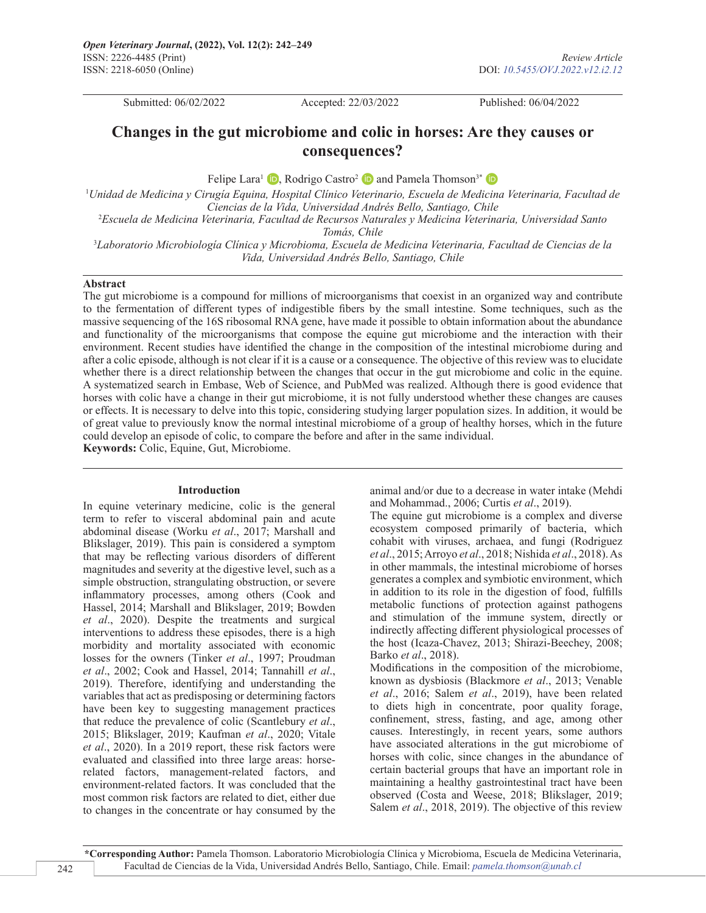*Open Veterinary Journal*, **(2022), Vol. 12(2): 242–249**
ISSN: 2226-4485 (Print)
ISSN: 2218-6050 (Online)

*Review Article*
DOI: *10.5455/OVJ.2022.v12.i2.12*

Submitted: 06/02/2022 Accepted: 22/03/2022 Published: 06/04/2022

# Changes in the gut microbiome and colic in horses: Are they causes or consequences?

Felipe Lara[1], Rodrigo Castro[2] and Pamela Thomson[3*]

[1]*Unidad de Medicina y Cirugía Equina, Hospital Clínico Veterinario, Escuela de Medicina Veterinaria, Facultad de Ciencias de la Vida, Universidad Andrés Bello, Santiago, Chile*

[2]*Escuela de Medicina Veterinaria, Facultad de Recursos Naturales y Medicina Veterinaria, Universidad Santo Tomás, Chile*

[3]*Laboratorio Microbiología Clínica y Microbioma, Escuela de Medicina Veterinaria, Facultad de Ciencias de la Vida, Universidad Andrés Bello, Santiago, Chile*

## Abstract

The gut microbiome is a compound for millions of microorganisms that coexist in an organized way and contribute to the fermentation of different types of indigestible fibers by the small intestine. Some techniques, such as the massive sequencing of the 16S ribosomal RNA gene, have made it possible to obtain information about the abundance and functionality of the microorganisms that compose the equine gut microbiome and the interaction with their environment. Recent studies have identified the change in the composition of the intestinal microbiome during and after a colic episode, although is not clear if it is a cause or a consequence. The objective of this review was to elucidate whether there is a direct relationship between the changes that occur in the gut microbiome and colic in the equine. A systematized search in Embase, Web of Science, and PubMed was realized. Although there is good evidence that horses with colic have a change in their gut microbiome, it is not fully understood whether these changes are causes or effects. It is necessary to delve into this topic, considering studying larger population sizes. In addition, it would be of great value to previously know the normal intestinal microbiome of a group of healthy horses, which in the future could develop an episode of colic, to compare the before and after in the same individual.

**Keywords:** Colic, Equine, Gut, Microbiome.

## Introduction

In equine veterinary medicine, colic is the general term to refer to visceral abdominal pain and acute abdominal disease (Worku *et al*., 2017; Marshall and Blikslager, 2019). This pain is considered a symptom that may be reflecting various disorders of different magnitudes and severity at the digestive level, such as a simple obstruction, strangulating obstruction, or severe inflammatory processes, among others (Cook and Hassel, 2014; Marshall and Blikslager, 2019; Bowden *et al*., 2020). Despite the treatments and surgical interventions to address these episodes, there is a high morbidity and mortality associated with economic losses for the owners (Tinker *et al*., 1997; Proudman *et al*., 2002; Cook and Hassel, 2014; Tannahill *et al*., 2019). Therefore, identifying and understanding the variables that act as predisposing or determining factors have been key to suggesting management practices that reduce the prevalence of colic (Scantlebury *et al*., 2015; Blikslager, 2019; Kaufman *et al*., 2020; Vitale *et al*., 2020). In a 2019 report, these risk factors were evaluated and classified into three large areas: horse-related factors, management-related factors, and environment-related factors. It was concluded that the most common risk factors are related to diet, either due to changes in the concentrate or hay consumed by the animal and/or due to a decrease in water intake (Mehdi and Mohammad., 2006; Curtis *et al*., 2019).

The equine gut microbiome is a complex and diverse ecosystem composed primarily of bacteria, which cohabit with viruses, archaea, and fungi (Rodriguez *et al*., 2015; Arroyo *et al*., 2018; Nishida *et al*., 2018). As in other mammals, the intestinal microbiome of horses generates a complex and symbiotic environment, which in addition to its role in the digestion of food, fulfills metabolic functions of protection against pathogens and stimulation of the immune system, directly or indirectly affecting different physiological processes of the host (Icaza-Chavez, 2013; Shirazi-Beechey, 2008; Barko *et al*., 2018).

Modifications in the composition of the microbiome, known as dysbiosis (Blackmore *et al*., 2013; Venable *et al*., 2016; Salem *et al*., 2019), have been related to diets high in concentrate, poor quality forage, confinement, stress, fasting, and age, among other causes. Interestingly, in recent years, some authors have associated alterations in the gut microbiome of horses with colic, since changes in the abundance of certain bacterial groups that have an important role in maintaining a healthy gastrointestinal tract have been observed (Costa and Weese, 2018; Blikslager, 2019; Salem *et al*., 2018, 2019). The objective of this review

\***Corresponding Author:** Pamela Thomson. Laboratorio Microbiología Clínica y Microbioma, Escuela de Medicina Veterinaria, Facultad de Ciencias de la Vida, Universidad Andrés Bello, Santiago, Chile. Email: *pamela.thomson@unab.cl*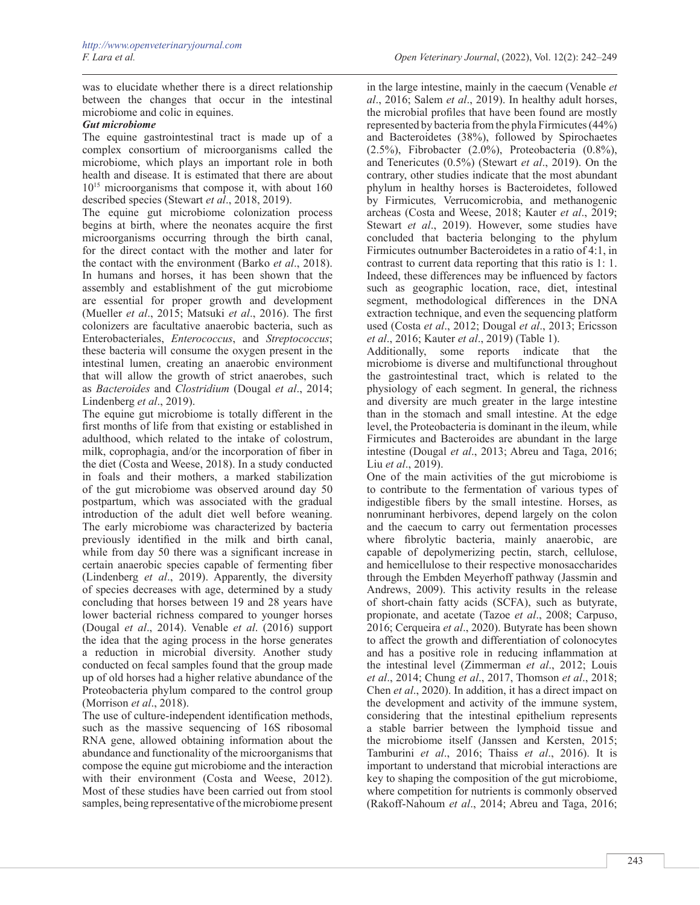was to elucidate whether there is a direct relationship between the changes that occur in the intestinal microbiome and colic in equines.

***Gut microbiome***

The equine gastrointestinal tract is made up of a complex consortium of microorganisms called the microbiome, which plays an important role in both health and disease. It is estimated that there are about $10^{15}$ microorganisms that compose it, with about 160 described species (Stewart *et al*., 2018, 2019).

The equine gut microbiome colonization process begins at birth, where the neonates acquire the first microorganisms occurring through the birth canal, for the direct contact with the mother and later for the contact with the environment (Barko *et al*., 2018). In humans and horses, it has been shown that the assembly and establishment of the gut microbiome are essential for proper growth and development (Mueller *et al*., 2015; Matsuki *et al*., 2016). The first colonizers are facultative anaerobic bacteria, such as Enterobacteriales, *Enterococcus*, and *Streptococcus*; these bacteria will consume the oxygen present in the intestinal lumen, creating an anaerobic environment that will allow the growth of strict anaerobes, such as *Bacteroides* and *Clostridium* (Dougal *et al*., 2014; Lindenberg *et al*., 2019).

The equine gut microbiome is totally different in the first months of life from that existing or established in adulthood, which related to the intake of colostrum, milk, coprophagia, and/or the incorporation of fiber in the diet (Costa and Weese, 2018). In a study conducted in foals and their mothers, a marked stabilization of the gut microbiome was observed around day 50 postpartum, which was associated with the gradual introduction of the adult diet well before weaning. The early microbiome was characterized by bacteria previously identified in the milk and birth canal, while from day 50 there was a significant increase in certain anaerobic species capable of fermenting fiber (Lindenberg *et al*., 2019). Apparently, the diversity of species decreases with age, determined by a study concluding that horses between 19 and 28 years have lower bacterial richness compared to younger horses (Dougal *et al*., 2014). Venable *et al*. (2016) support the idea that the aging process in the horse generates a reduction in microbial diversity. Another study conducted on fecal samples found that the group made up of old horses had a higher relative abundance of the Proteobacteria phylum compared to the control group (Morrison *et al*., 2018).

The use of culture-independent identification methods, such as the massive sequencing of 16S ribosomal RNA gene, allowed obtaining information about the abundance and functionality of the microorganisms that compose the equine gut microbiome and the interaction with their environment (Costa and Weese, 2012). Most of these studies have been carried out from stool samples, being representative of the microbiome present in the large intestine, mainly in the caecum (Venable *et al*., 2016; Salem *et al*., 2019). In healthy adult horses, the microbial profiles that have been found are mostly represented by bacteria from the phyla Firmicutes (44%) and Bacteroidetes (38%), followed by Spirochaetes (2.5%), Fibrobacter (2.0%), Proteobacteria (0.8%), and Tenericutes (0.5%) (Stewart *et al*., 2019). On the contrary, other studies indicate that the most abundant phylum in healthy horses is Bacteroidetes, followed by Firmicutes*,* Verrucomicrobia, and methanogenic archeas (Costa and Weese, 2018; Kauter *et al*., 2019; Stewart *et al*., 2019). However, some studies have concluded that bacteria belonging to the phylum Firmicutes outnumber Bacteroidetes in a ratio of 4:1, in contrast to current data reporting that this ratio is 1: 1. Indeed, these differences may be influenced by factors such as geographic location, race, diet, intestinal segment, methodological differences in the DNA extraction technique, and even the sequencing platform used (Costa *et al*., 2012; Dougal *et al*., 2013; Ericsson *et al*., 2016; Kauter *et al*., 2019) (Table 1).

Additionally, some reports indicate that the microbiome is diverse and multifunctional throughout the gastrointestinal tract, which is related to the physiology of each segment. In general, the richness and diversity are much greater in the large intestine than in the stomach and small intestine. At the edge level, the Proteobacteria is dominant in the ileum, while Firmicutes and Bacteroides are abundant in the large intestine (Dougal *et al*., 2013; Abreu and Taga, 2016; Liu *et al*., 2019).

One of the main activities of the gut microbiome is to contribute to the fermentation of various types of indigestible fibers by the small intestine. Horses, as nonruminant herbivores, depend largely on the colon and the caecum to carry out fermentation processes where fibrolytic bacteria, mainly anaerobic, are capable of depolymerizing pectin, starch, cellulose, and hemicellulose to their respective monosaccharides through the Embden Meyerhoff pathway (Jassmin and Andrews, 2009). This activity results in the release of short-chain fatty acids (SCFA), such as butyrate, propionate, and acetate (Tazoe *et al*., 2008; Carpuso, 2016; Cerqueira *et al*., 2020). Butyrate has been shown to affect the growth and differentiation of colonocytes and has a positive role in reducing inflammation at the intestinal level (Zimmerman *et al*., 2012; Louis *et al*., 2014; Chung *et al*., 2017, Thomson *et al*., 2018; Chen *et al*., 2020). In addition, it has a direct impact on the development and activity of the immune system, considering that the intestinal epithelium represents a stable barrier between the lymphoid tissue and the microbiome itself (Janssen and Kersten, 2015; Tamburini *et al*., 2016; Thaiss *et al*., 2016). It is important to understand that microbial interactions are key to shaping the composition of the gut microbiome, where competition for nutrients is commonly observed (Rakoff-Nahoum *et al*., 2014; Abreu and Taga, 2016;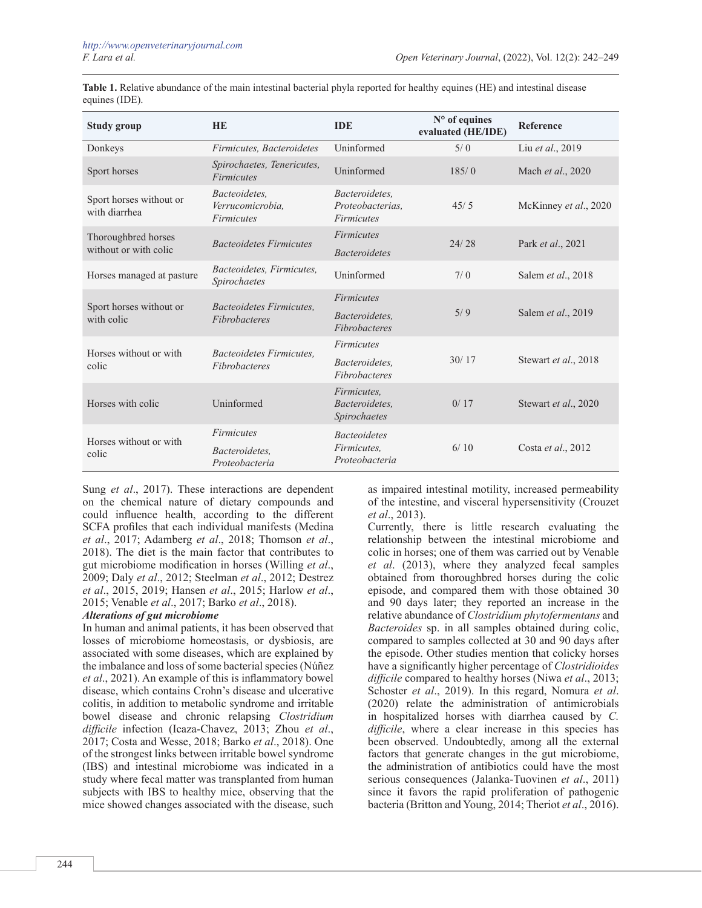**Table 1.** Relative abundance of the main intestinal bacterial phyla reported for healthy equines (HE) and intestinal disease equines (IDE).

| Study group | HE | IDE | N° of equines evaluated (HE/IDE) | Reference |
|---|---|---|---|---|
| Donkeys | *Firmicutes, Bacteroidetes* | Uninformed | 5/ 0 | Liu *et al*., 2019 |
| Sport horses | *Spirochaetes, Tenericutes, Firmicutes* | Uninformed | 185/ 0 | Mach *et al*., 2020 |
| Sport horses without or with diarrhea | *Bacteoidetes, Verrucomicrobia, Firmicutes* | *Bacteroidetes, Proteobacterias, Firmicutes* | 45/ 5 | McKinney *et al*., 2020 |
| Thoroughbred horses without or with colic | *Bacteoidetes Firmicutes* | *Firmicutes* *Bacteroidetes* | 24/ 28 | Park *et al*., 2021 |
| Horses managed at pasture | *Bacteoidetes, Firmicutes, Spirochaetes* | Uninformed | 7/ 0 | Salem *et al*., 2018 |
| Sport horses without or with colic | *Bacteoidetes Firmicutes, Fibrobacteres* | *Firmicutes* *Bacteroidetes, Fibrobacteres* | 5/ 9 | Salem *et al*., 2019 |
| Horses without or with colic | *Bacteoidetes Firmicutes, Fibrobacteres* | *Firmicutes* *Bacteroidetes, Fibrobacteres* | 30/ 17 | Stewart *et al*., 2018 |
| Horses with colic | Uninformed | *Firmicutes, Bacteroidetes, Spirochaetes* | 0/ 17 | Stewart *et al*., 2020 |
| Horses without or with colic | *Firmicutes* *Bacteroidetes, Proteobacteria* | *Bacteoidetes* *Firmicutes, Proteobacteria* | 6/ 10 | Costa *et al*., 2012 |

Sung *et al*., 2017). These interactions are dependent on the chemical nature of dietary compounds and could influence health, according to the different SCFA profiles that each individual manifests (Medina *et al*., 2017; Adamberg *et al*., 2018; Thomson *et al*., 2018). The diet is the main factor that contributes to gut microbiome modification in horses (Willing *et al*., 2009; Daly *et al*., 2012; Steelman *et al*., 2012; Destrez *et al*., 2015, 2019; Hansen *et al*., 2015; Harlow *et al*., 2015; Venable *et al*., 2017; Barko *et al*., 2018).

***Alterations of gut microbiome***

In human and animal patients, it has been observed that losses of microbiome homeostasis, or dysbiosis, are associated with some diseases, which are explained by the imbalance and loss of some bacterial species (Núñez *et al*., 2021). An example of this is inflammatory bowel disease, which contains Crohn's disease and ulcerative colitis, in addition to metabolic syndrome and irritable bowel disease and chronic relapsing *Clostridium difficile* infection (Icaza-Chavez, 2013; Zhou *et al*., 2017; Costa and Wesse, 2018; Barko *et al*., 2018). One of the strongest links between irritable bowel syndrome (IBS) and intestinal microbiome was indicated in a study where fecal matter was transplanted from human subjects with IBS to healthy mice, observing that the mice showed changes associated with the disease, such as impaired intestinal motility, increased permeability of the intestine, and visceral hypersensitivity (Crouzet *et al*., 2013).

Currently, there is little research evaluating the relationship between the intestinal microbiome and colic in horses; one of them was carried out by Venable *et al*. (2013), where they analyzed fecal samples obtained from thoroughbred horses during the colic episode, and compared them with those obtained 30 and 90 days later; they reported an increase in the relative abundance of *Clostridium phytofermentans* and *Bacteroides* sp. in all samples obtained during colic, compared to samples collected at 30 and 90 days after the episode. Other studies mention that colicky horses have a significantly higher percentage of *Clostridioides difficile* compared to healthy horses (Niwa *et al*., 2013; Schoster *et al*., 2019). In this regard, Nomura *et al*. (2020) relate the administration of antimicrobials in hospitalized horses with diarrhea caused by *C. difficile*, where a clear increase in this species has been observed. Undoubtedly, among all the external factors that generate changes in the gut microbiome, the administration of antibiotics could have the most serious consequences (Jalanka-Tuovinen *et al*., 2011) since it favors the rapid proliferation of pathogenic bacteria (Britton and Young, 2014; Theriot *et al*., 2016).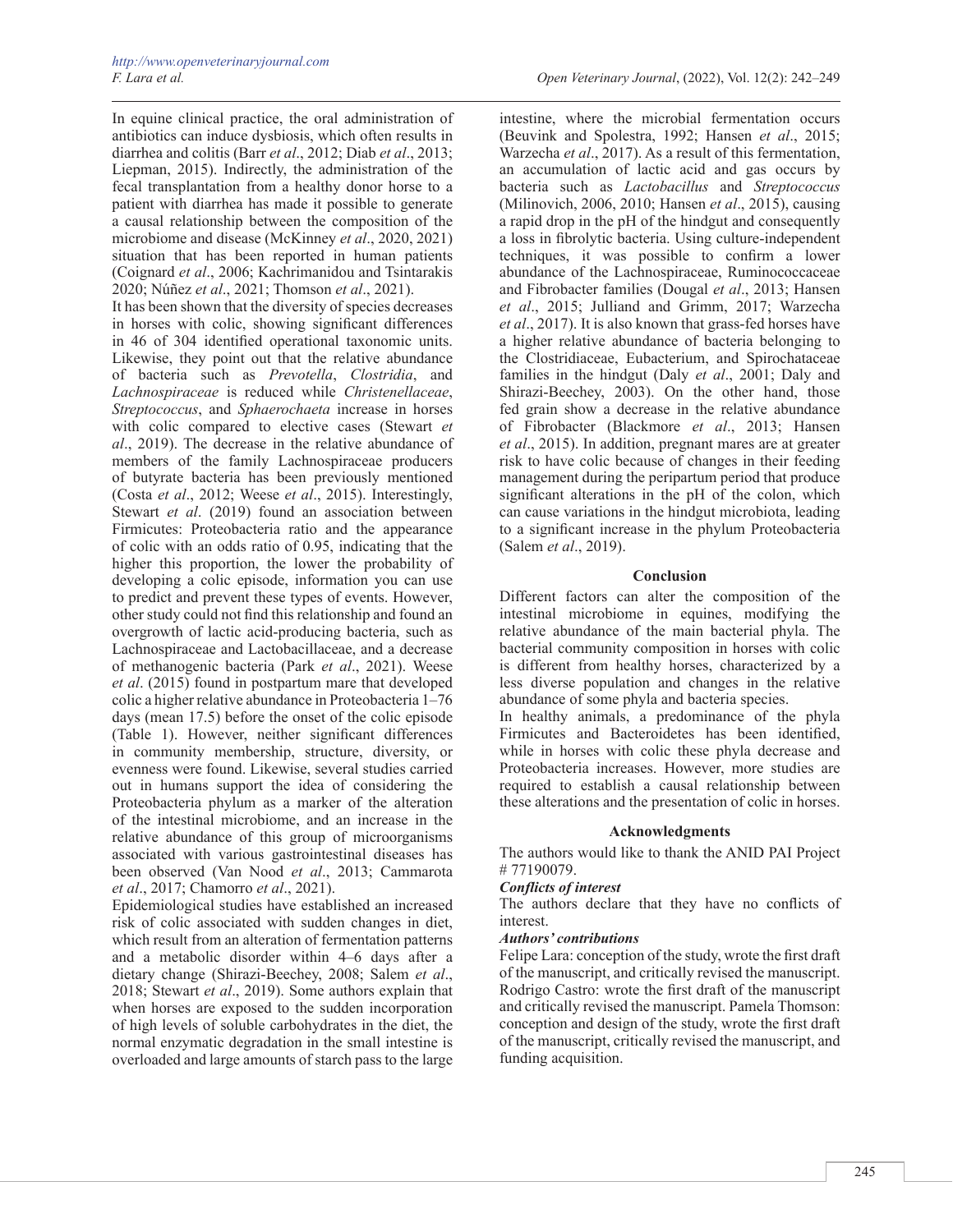In equine clinical practice, the oral administration of antibiotics can induce dysbiosis, which often results in diarrhea and colitis (Barr *et al*., 2012; Diab *et al*., 2013; Liepman, 2015). Indirectly, the administration of the fecal transplantation from a healthy donor horse to a patient with diarrhea has made it possible to generate a causal relationship between the composition of the microbiome and disease (McKinney *et al*., 2020, 2021) situation that has been reported in human patients (Coignard *et al*., 2006; Kachrimanidou and Tsintarakis 2020; Núñez *et al*., 2021; Thomson *et al*., 2021).

It has been shown that the diversity of species decreases in horses with colic, showing significant differences in 46 of 304 identified operational taxonomic units. Likewise, they point out that the relative abundance of bacteria such as *Prevotella*, *Clostridia*, and *Lachnospiraceae* is reduced while *Christenellaceae*, *Streptococcus*, and *Sphaerochaeta* increase in horses with colic compared to elective cases (Stewart *et al*., 2019). The decrease in the relative abundance of members of the family Lachnospiraceae producers of butyrate bacteria has been previously mentioned (Costa *et al*., 2012; Weese *et al*., 2015). Interestingly, Stewart *et al*. (2019) found an association between Firmicutes: Proteobacteria ratio and the appearance of colic with an odds ratio of 0.95, indicating that the higher this proportion, the lower the probability of developing a colic episode, information you can use to predict and prevent these types of events. However, other study could not find this relationship and found an overgrowth of lactic acid-producing bacteria, such as Lachnospiraceae and Lactobacillaceae, and a decrease of methanogenic bacteria (Park *et al*., 2021). Weese *et al*. (2015) found in postpartum mare that developed colic a higher relative abundance in Proteobacteria 1–76 days (mean 17.5) before the onset of the colic episode (Table 1). However, neither significant differences in community membership, structure, diversity, or evenness were found. Likewise, several studies carried out in humans support the idea of considering the Proteobacteria phylum as a marker of the alteration of the intestinal microbiome, and an increase in the relative abundance of this group of microorganisms associated with various gastrointestinal diseases has been observed (Van Nood *et al*., 2013; Cammarota *et al*., 2017; Chamorro *et al*., 2021).

Epidemiological studies have established an increased risk of colic associated with sudden changes in diet, which result from an alteration of fermentation patterns and a metabolic disorder within 4–6 days after a dietary change (Shirazi-Beechey, 2008; Salem *et al*., 2018; Stewart *et al*., 2019). Some authors explain that when horses are exposed to the sudden incorporation of high levels of soluble carbohydrates in the diet, the normal enzymatic degradation in the small intestine is overloaded and large amounts of starch pass to the large intestine, where the microbial fermentation occurs (Beuvink and Spolestra, 1992; Hansen *et al*., 2015; Warzecha *et al*., 2017). As a result of this fermentation, an accumulation of lactic acid and gas occurs by bacteria such as *Lactobacillus* and *Streptococcus* (Milinovich, 2006, 2010; Hansen *et al*., 2015), causing a rapid drop in the pH of the hindgut and consequently a loss in fibrolytic bacteria. Using culture-independent techniques, it was possible to confirm a lower abundance of the Lachnospiraceae, Ruminococcaceae and Fibrobacter families (Dougal *et al*., 2013; Hansen *et al*., 2015; Julliand and Grimm, 2017; Warzecha *et al*., 2017). It is also known that grass-fed horses have a higher relative abundance of bacteria belonging to the Clostridiaceae, Eubacterium, and Spirochataceae families in the hindgut (Daly *et al*., 2001; Daly and Shirazi-Beechey, 2003). On the other hand, those fed grain show a decrease in the relative abundance of Fibrobacter (Blackmore *et al*., 2013; Hansen *et al*., 2015). In addition, pregnant mares are at greater risk to have colic because of changes in their feeding management during the peripartum period that produce significant alterations in the pH of the colon, which can cause variations in the hindgut microbiota, leading to a significant increase in the phylum Proteobacteria (Salem *et al*., 2019).

## Conclusion

Different factors can alter the composition of the intestinal microbiome in equines, modifying the relative abundance of the main bacterial phyla. The bacterial community composition in horses with colic is different from healthy horses, characterized by a less diverse population and changes in the relative abundance of some phyla and bacteria species.

In healthy animals, a predominance of the phyla Firmicutes and Bacteroidetes has been identified, while in horses with colic these phyla decrease and Proteobacteria increases. However, more studies are required to establish a causal relationship between these alterations and the presentation of colic in horses.

## Acknowledgments

The authors would like to thank the ANID PAI Project # 77190079.

***Conflicts of interest***

The authors declare that they have no conflicts of interest.

***Authors' contributions***

Felipe Lara: conception of the study, wrote the first draft of the manuscript, and critically revised the manuscript. Rodrigo Castro: wrote the first draft of the manuscript and critically revised the manuscript. Pamela Thomson: conception and design of the study, wrote the first draft of the manuscript, critically revised the manuscript, and funding acquisition.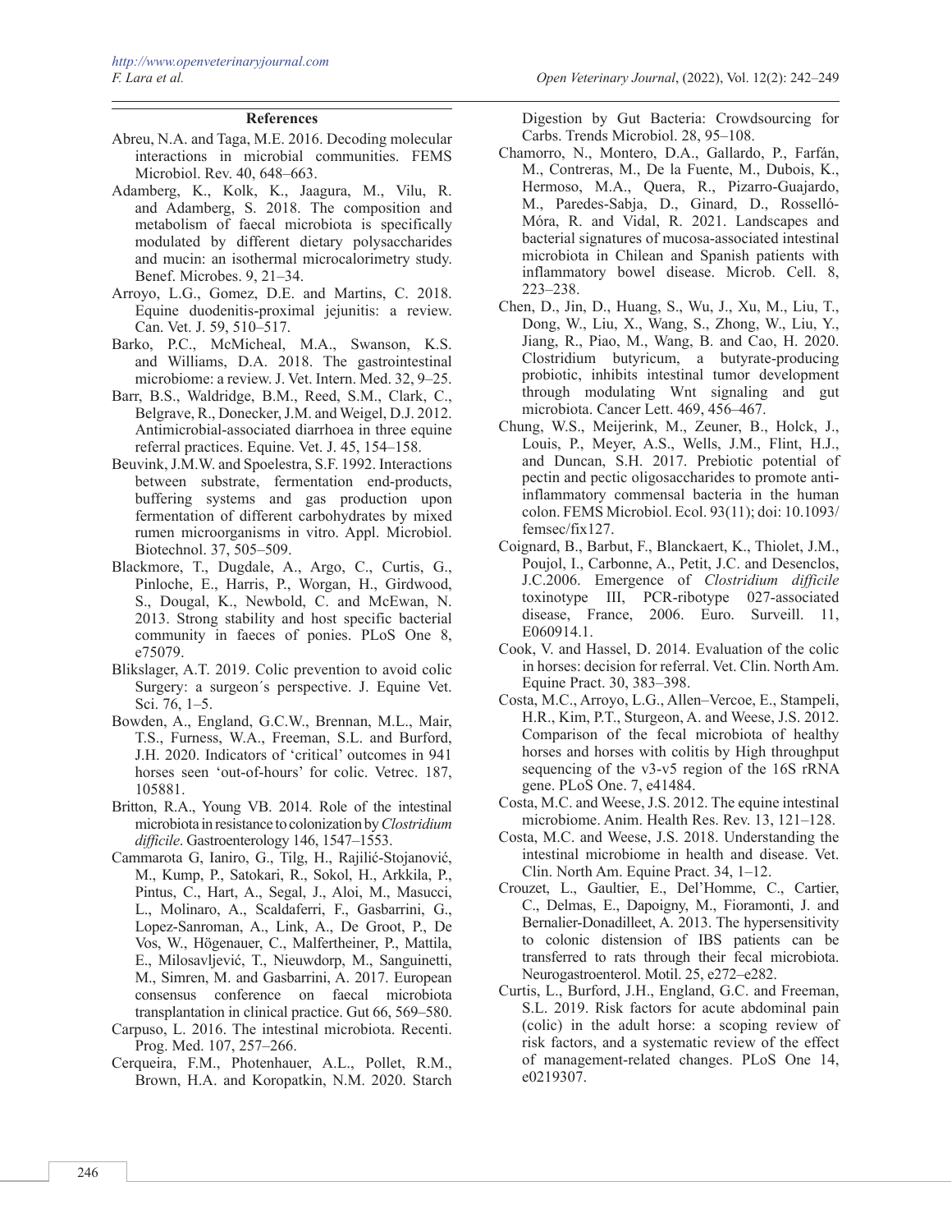## References

Abreu, N.A. and Taga, M.E. 2016. Decoding molecular interactions in microbial communities. FEMS Microbiol. Rev. 40, 648–663.

Adamberg, K., Kolk, K., Jaagura, M., Vilu, R. and Adamberg, S. 2018. The composition and metabolism of faecal microbiota is specifically modulated by different dietary polysaccharides and mucin: an isothermal microcalorimetry study. Benef. Microbes. 9, 21–34.

Arroyo, L.G., Gomez, D.E. and Martins, C. 2018. Equine duodenitis-proximal jejunitis: a review. Can. Vet. J. 59, 510–517.

Barko, P.C., McMicheal, M.A., Swanson, K.S. and Williams, D.A. 2018. The gastrointestinal microbiome: a review. J. Vet. Intern. Med. 32, 9–25.

Barr, B.S., Waldridge, B.M., Reed, S.M., Clark, C., Belgrave, R., Donecker, J.M. and Weigel, D.J. 2012. Antimicrobial-associated diarrhoea in three equine referral practices. Equine. Vet. J. 45, 154–158.

Beuvink, J.M.W. and Spoelestra, S.F. 1992. Interactions between substrate, fermentation end-products, buffering systems and gas production upon fermentation of different carbohydrates by mixed rumen microorganisms in vitro. Appl. Microbiol. Biotechnol. 37, 505–509.

Blackmore, T., Dugdale, A., Argo, C., Curtis, G., Pinloche, E., Harris, P., Worgan, H., Girdwood, S., Dougal, K., Newbold, C. and McEwan, N. 2013. Strong stability and host specific bacterial community in faeces of ponies. PLoS One 8, e75079.

Blikslager, A.T. 2019. Colic prevention to avoid colic Surgery: a surgeon´s perspective. J. Equine Vet. Sci. 76, 1–5.

Bowden, A., England, G.C.W., Brennan, M.L., Mair, T.S., Furness, W.A., Freeman, S.L. and Burford, J.H. 2020. Indicators of 'critical' outcomes in 941 horses seen 'out-of-hours' for colic. Vetrec. 187, 105881.

Britton, R.A., Young VB. 2014. Role of the intestinal microbiota in resistance to colonization by *Clostridium difficile*. Gastroenterology 146, 1547–1553.

Cammarota G, Ianiro, G., Tilg, H., Rajilić-Stojanović, M., Kump, P., Satokari, R., Sokol, H., Arkkila, P., Pintus, C., Hart, A., Segal, J., Aloi, M., Masucci, L., Molinaro, A., Scaldaferri, F., Gasbarrini, G., Lopez-Sanroman, A., Link, A., De Groot, P., De Vos, W., Högenauer, C., Malfertheiner, P., Mattila, E., Milosavljević, T., Nieuwdorp, M., Sanguinetti, M., Simren, M. and Gasbarrini, A. 2017. European consensus conference on faecal microbiota transplantation in clinical practice. Gut 66, 569–580.

Carpuso, L. 2016. The intestinal microbiota. Recenti. Prog. Med. 107, 257–266.

Cerqueira, F.M., Photenhauer, A.L., Pollet, R.M., Brown, H.A. and Koropatkin, N.M. 2020. Starch Digestion by Gut Bacteria: Crowdsourcing for Carbs. Trends Microbiol. 28, 95–108.

Chamorro, N., Montero, D.A., Gallardo, P., Farfán, M., Contreras, M., De la Fuente, M., Dubois, K., Hermoso, M.A., Quera, R., Pizarro-Guajardo, M., Paredes-Sabja, D., Ginard, D., Rosselló-Móra, R. and Vidal, R. 2021. Landscapes and bacterial signatures of mucosa-associated intestinal microbiota in Chilean and Spanish patients with inflammatory bowel disease. Microb. Cell. 8, 223–238.

Chen, D., Jin, D., Huang, S., Wu, J., Xu, M., Liu, T., Dong, W., Liu, X., Wang, S., Zhong, W., Liu, Y., Jiang, R., Piao, M., Wang, B. and Cao, H. 2020. Clostridium butyricum, a butyrate-producing probiotic, inhibits intestinal tumor development through modulating Wnt signaling and gut microbiota. Cancer Lett. 469, 456–467.

Chung, W.S., Meijerink, M., Zeuner, B., Holck, J., Louis, P., Meyer, A.S., Wells, J.M., Flint, H.J., and Duncan, S.H. 2017. Prebiotic potential of pectin and pectic oligosaccharides to promote anti-inflammatory commensal bacteria in the human colon. FEMS Microbiol. Ecol. 93(11); doi: 10.1093/femsec/fix127.

Coignard, B., Barbut, F., Blanckaert, K., Thiolet, J.M., Poujol, I., Carbonne, A., Petit, J.C. and Desenclos, J.C.2006. Emergence of *Clostridium difficile* toxinotype III, PCR-ribotype 027-associated disease, France, 2006. Euro. Surveill. 11, E060914.1.

Cook, V. and Hassel, D. 2014. Evaluation of the colic in horses: decision for referral. Vet. Clin. North Am. Equine Pract. 30, 383–398.

Costa, M.C., Arroyo, L.G., Allen–Vercoe, E., Stampeli, H.R., Kim, P.T., Sturgeon, A. and Weese, J.S. 2012. Comparison of the fecal microbiota of healthy horses and horses with colitis by High throughput sequencing of the v3-v5 region of the 16S rRNA gene. PLoS One. 7, e41484.

Costa, M.C. and Weese, J.S. 2012. The equine intestinal microbiome. Anim. Health Res. Rev. 13, 121–128.

Costa, M.C. and Weese, J.S. 2018. Understanding the intestinal microbiome in health and disease. Vet. Clin. North Am. Equine Pract. 34, 1–12.

Crouzet, L., Gaultier, E., Del'Homme, C., Cartier, C., Delmas, E., Dapoigny, M., Fioramonti, J. and Bernalier-Donadilleet, A. 2013. The hypersensitivity to colonic distension of IBS patients can be transferred to rats through their fecal microbiota. Neurogastroenterol. Motil. 25, e272–e282.

Curtis, L., Burford, J.H., England, G.C. and Freeman, S.L. 2019. Risk factors for acute abdominal pain (colic) in the adult horse: a scoping review of risk factors, and a systematic review of the effect of management-related changes. PLoS One 14, e0219307.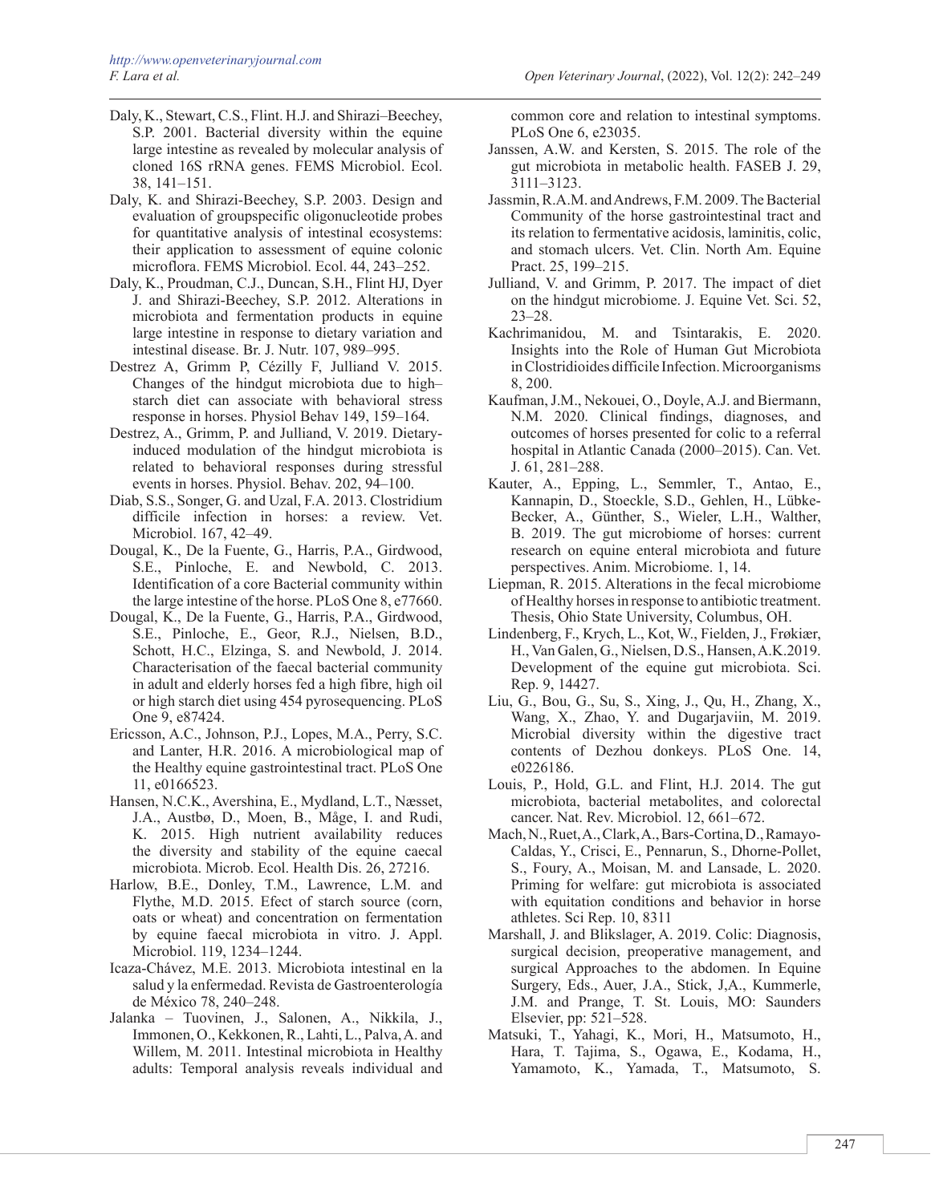Daly, K., Stewart, C.S., Flint. H.J. and Shirazi–Beechey, S.P. 2001. Bacterial diversity within the equine large intestine as revealed by molecular analysis of cloned 16S rRNA genes. FEMS Microbiol. Ecol. 38, 141–151.

Daly, K. and Shirazi-Beechey, S.P. 2003. Design and evaluation of groupspecific oligonucleotide probes for quantitative analysis of intestinal ecosystems: their application to assessment of equine colonic microflora. FEMS Microbiol. Ecol. 44, 243–252.

Daly, K., Proudman, C.J., Duncan, S.H., Flint HJ, Dyer J. and Shirazi-Beechey, S.P. 2012. Alterations in microbiota and fermentation products in equine large intestine in response to dietary variation and intestinal disease. Br. J. Nutr. 107, 989–995.

Destrez A, Grimm P, Cézilly F, Julliand V. 2015. Changes of the hindgut microbiota due to high–starch diet can associate with behavioral stress response in horses. Physiol Behav 149, 159–164.

Destrez, A., Grimm, P. and Julliand, V. 2019. Dietary-induced modulation of the hindgut microbiota is related to behavioral responses during stressful events in horses. Physiol. Behav. 202, 94–100.

Diab, S.S., Songer, G. and Uzal, F.A. 2013. Clostridium difficile infection in horses: a review. Vet. Microbiol. 167, 42–49.

Dougal, K., De la Fuente, G., Harris, P.A., Girdwood, S.E., Pinloche, E. and Newbold, C. 2013. Identification of a core Bacterial community within the large intestine of the horse. PLoS One 8, e77660.

Dougal, K., De la Fuente, G., Harris, P.A., Girdwood, S.E., Pinloche, E., Geor, R.J., Nielsen, B.D., Schott, H.C., Elzinga, S. and Newbold, J. 2014. Characterisation of the faecal bacterial community in adult and elderly horses fed a high fibre, high oil or high starch diet using 454 pyrosequencing. PLoS One 9, e87424.

Ericsson, A.C., Johnson, P.J., Lopes, M.A., Perry, S.C. and Lanter, H.R. 2016. A microbiological map of the Healthy equine gastrointestinal tract. PLoS One 11, e0166523.

Hansen, N.C.K., Avershina, E., Mydland, L.T., Næsset, J.A., Austbø, D., Moen, B., Måge, I. and Rudi, K. 2015. High nutrient availability reduces the diversity and stability of the equine caecal microbiota. Microb. Ecol. Health Dis. 26, 27216.

Harlow, B.E., Donley, T.M., Lawrence, L.M. and Flythe, M.D. 2015. Efect of starch source (corn, oats or wheat) and concentration on fermentation by equine faecal microbiota in vitro. J. Appl. Microbiol. 119, 1234–1244.

Icaza-Chávez, M.E. 2013. Microbiota intestinal en la salud y la enfermedad. Revista de Gastroenterología de México 78, 240–248.

Jalanka – Tuovinen, J., Salonen, A., Nikkila, J., Immonen, O., Kekkonen, R., Lahti, L., Palva, A. and Willem, M. 2011. Intestinal microbiota in Healthy adults: Temporal analysis reveals individual and common core and relation to intestinal symptoms. PLoS One 6, e23035.

Janssen, A.W. and Kersten, S. 2015. The role of the gut microbiota in metabolic health. FASEB J. 29, 3111–3123.

Jassmin, R.A.M. and Andrews, F.M. 2009. The Bacterial Community of the horse gastrointestinal tract and its relation to fermentative acidosis, laminitis, colic, and stomach ulcers. Vet. Clin. North Am. Equine Pract. 25, 199–215.

Julliand, V. and Grimm, P. 2017. The impact of diet on the hindgut microbiome. J. Equine Vet. Sci. 52, 23–28.

Kachrimanidou, M. and Tsintarakis, E. 2020. Insights into the Role of Human Gut Microbiota in Clostridioides difficile Infection. Microorganisms 8, 200.

Kaufman, J.M., Nekouei, O., Doyle, A.J. and Biermann, N.M. 2020. Clinical findings, diagnoses, and outcomes of horses presented for colic to a referral hospital in Atlantic Canada (2000–2015). Can. Vet. J. 61, 281–288.

Kauter, A., Epping, L., Semmler, T., Antao, E., Kannapin, D., Stoeckle, S.D., Gehlen, H., Lübke-Becker, A., Günther, S., Wieler, L.H., Walther, B. 2019. The gut microbiome of horses: current research on equine enteral microbiota and future perspectives. Anim. Microbiome. 1, 14.

Liepman, R. 2015. Alterations in the fecal microbiome of Healthy horses in response to antibiotic treatment. Thesis, Ohio State University, Columbus, OH.

Lindenberg, F., Krych, L., Kot, W., Fielden, J., Frøkiær, H., Van Galen, G., Nielsen, D.S., Hansen, A.K.2019. Development of the equine gut microbiota. Sci. Rep. 9, 14427.

Liu, G., Bou, G., Su, S., Xing, J., Qu, H., Zhang, X., Wang, X., Zhao, Y. and Dugarjaviin, M. 2019. Microbial diversity within the digestive tract contents of Dezhou donkeys. PLoS One. 14, e0226186.

Louis, P., Hold, G.L. and Flint, H.J. 2014. The gut microbiota, bacterial metabolites, and colorectal cancer. Nat. Rev. Microbiol. 12, 661–672.

Mach, N., Ruet, A., Clark, A., Bars-Cortina, D., Ramayo-Caldas, Y., Crisci, E., Pennarun, S., Dhorne-Pollet, S., Foury, A., Moisan, M. and Lansade, L. 2020. Priming for welfare: gut microbiota is associated with equitation conditions and behavior in horse athletes. Sci Rep. 10, 8311

Marshall, J. and Blikslager, A. 2019. Colic: Diagnosis, surgical decision, preoperative management, and surgical Approaches to the abdomen. In Equine Surgery, Eds., Auer, J.A., Stick, J,A., Kummerle, J.M. and Prange, T. St. Louis, MO: Saunders Elsevier, pp: 521–528.

Matsuki, T., Yahagi, K., Mori, H., Matsumoto, H., Hara, T. Tajima, S., Ogawa, E., Kodama, H., Yamamoto, K., Yamada, T., Matsumoto, S.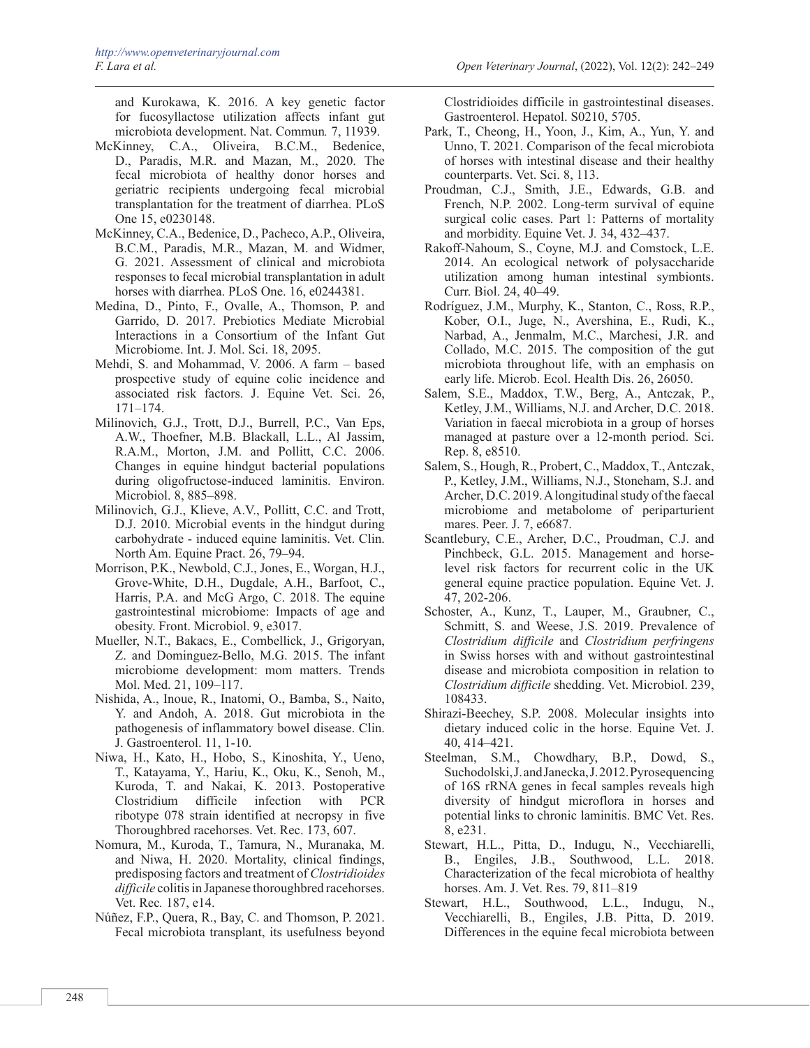and Kurokawa, K. 2016. A key genetic factor for fucosyllactose utilization affects infant gut microbiota development. Nat. Commun*.* 7, 11939.

McKinney, C.A., Oliveira, B.C.M., Bedenice, D., Paradis, M.R. and Mazan, M., 2020. The fecal microbiota of healthy donor horses and geriatric recipients undergoing fecal microbial transplantation for the treatment of diarrhea. PLoS One 15, e0230148.

McKinney, C.A., Bedenice, D., Pacheco, A.P., Oliveira, B.C.M., Paradis, M.R., Mazan, M. and Widmer, G. 2021. Assessment of clinical and microbiota responses to fecal microbial transplantation in adult horses with diarrhea. PLoS One. 16, e0244381.

Medina, D., Pinto, F., Ovalle, A., Thomson, P. and Garrido, D. 2017. Prebiotics Mediate Microbial Interactions in a Consortium of the Infant Gut Microbiome. Int. J. Mol. Sci. 18, 2095.

Mehdi, S. and Mohammad, V. 2006. A farm – based prospective study of equine colic incidence and associated risk factors. J. Equine Vet. Sci. 26, 171–174.

Milinovich, G.J., Trott, D.J., Burrell, P.C., Van Eps, A.W., Thoefner, M.B. Blackall, L.L., Al Jassim, R.A.M., Morton, J.M. and Pollitt, C.C. 2006. Changes in equine hindgut bacterial populations during oligofructose-induced laminitis. Environ. Microbiol. 8, 885–898.

Milinovich, G.J., Klieve, A.V., Pollitt, C.C. and Trott, D.J. 2010. Microbial events in the hindgut during carbohydrate - induced equine laminitis. Vet. Clin. North Am. Equine Pract. 26, 79–94.

Morrison, P.K., Newbold, C.J., Jones, E., Worgan, H.J., Grove-White, D.H., Dugdale, A.H., Barfoot, C., Harris, P.A. and McG Argo, C. 2018. The equine gastrointestinal microbiome: Impacts of age and obesity. Front. Microbiol. 9, e3017.

Mueller, N.T., Bakacs, E., Combellick, J., Grigoryan, Z. and Dominguez-Bello, M.G. 2015. The infant microbiome development: mom matters. Trends Mol. Med. 21, 109–117.

Nishida, A., Inoue, R., Inatomi, O., Bamba, S., Naito, Y. and Andoh, A. 2018. Gut microbiota in the pathogenesis of inflammatory bowel disease. Clin. J. Gastroenterol. 11, 1-10.

Niwa, H., Kato, H., Hobo, S., Kinoshita, Y., Ueno, T., Katayama, Y., Hariu, K., Oku, K., Senoh, M., Kuroda, T. and Nakai, K. 2013. Postoperative Clostridium difficile infection with PCR ribotype 078 strain identified at necropsy in five Thoroughbred racehorses. Vet. Rec. 173, 607.

Nomura, M., Kuroda, T., Tamura, N., Muranaka, M. and Niwa, H. 2020. Mortality, clinical findings, predisposing factors and treatment of *Clostridioides difficile* colitis in Japanese thoroughbred racehorses. Vet. Rec*.* 187, e14.

Núñez, F.P., Quera, R., Bay, C. and Thomson, P. 2021. Fecal microbiota transplant, its usefulness beyond Clostridioides difficile in gastrointestinal diseases. Gastroenterol. Hepatol. S0210, 5705.

Park, T., Cheong, H., Yoon, J., Kim, A., Yun, Y. and Unno, T. 2021. Comparison of the fecal microbiota of horses with intestinal disease and their healthy counterparts. Vet. Sci. 8, 113.

Proudman, C.J., Smith, J.E., Edwards, G.B. and French, N.P. 2002. Long-term survival of equine surgical colic cases. Part 1: Patterns of mortality and morbidity. Equine Vet. J*.* 34, 432–437.

Rakoff-Nahoum, S., Coyne, M.J. and Comstock, L.E. 2014. An ecological network of polysaccharide utilization among human intestinal symbionts. Curr. Biol. 24, 40–49.

Rodríguez, J.M., Murphy, K., Stanton, C., Ross, R.P., Kober, O.I., Juge, N., Avershina, E., Rudi, K., Narbad, A., Jenmalm, M.C., Marchesi, J.R. and Collado, M.C. 2015. The composition of the gut microbiota throughout life, with an emphasis on early life. Microb. Ecol. Health Dis. 26, 26050.

Salem, S.E., Maddox, T.W., Berg, A., Antczak, P., Ketley, J.M., Williams, N.J. and Archer, D.C. 2018. Variation in faecal microbiota in a group of horses managed at pasture over a 12-month period. Sci. Rep. 8, e8510.

Salem, S., Hough, R., Probert, C., Maddox, T., Antczak, P., Ketley, J.M., Williams, N.J., Stoneham, S.J. and Archer, D.C. 2019. A longitudinal study of the faecal microbiome and metabolome of periparturient mares. Peer. J. 7, e6687.

Scantlebury, C.E., Archer, D.C., Proudman, C.J. and Pinchbeck, G.L. 2015. Management and horse-level risk factors for recurrent colic in the UK general equine practice population. Equine Vet. J. 47, 202-206.

Schoster, A., Kunz, T., Lauper, M., Graubner, C., Schmitt, S. and Weese, J.S. 2019. Prevalence of *Clostridium difficile* and *Clostridium perfringens* in Swiss horses with and without gastrointestinal disease and microbiota composition in relation to *Clostridium difficile* shedding. Vet. Microbiol. 239, 108433.

Shirazi-Beechey, S.P. 2008. Molecular insights into dietary induced colic in the horse. Equine Vet. J. 40, 414–421.

Steelman, S.M., Chowdhary, B.P., Dowd, S., Suchodolski, J. and Janecka, J. 2012. Pyrosequencing of 16S rRNA genes in fecal samples reveals high diversity of hindgut microflora in horses and potential links to chronic laminitis. BMC Vet. Res. 8, e231.

Stewart, H.L., Pitta, D., Indugu, N., Vecchiarelli, B., Engiles, J.B., Southwood, L.L. 2018. Characterization of the fecal microbiota of healthy horses. Am. J. Vet. Res. 79, 811–819

Stewart, H.L., Southwood, L.L., Indugu, N., Vecchiarelli, B., Engiles, J.B. Pitta, D. 2019. Differences in the equine fecal microbiota between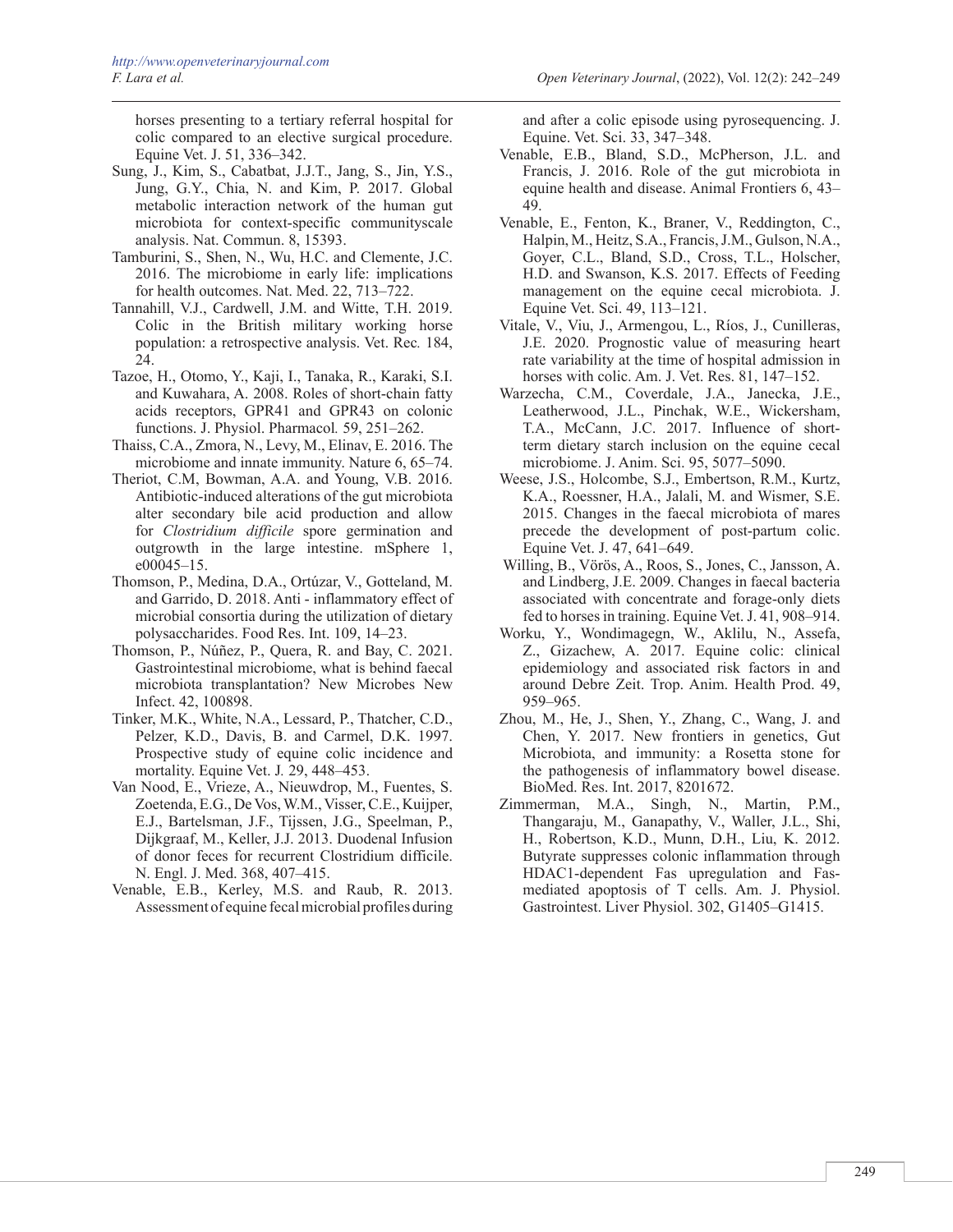horses presenting to a tertiary referral hospital for colic compared to an elective surgical procedure. Equine Vet. J. 51, 336–342.

Sung, J., Kim, S., Cabatbat, J.J.T., Jang, S., Jin, Y.S., Jung, G.Y., Chia, N. and Kim, P. 2017. Global metabolic interaction network of the human gut microbiota for context-specific communityscale analysis. Nat. Commun. 8, 15393.

Tamburini, S., Shen, N., Wu, H.C. and Clemente, J.C. 2016. The microbiome in early life: implications for health outcomes. Nat. Med. 22, 713–722.

Tannahill, V.J., Cardwell, J.M. and Witte, T.H. 2019. Colic in the British military working horse population: a retrospective analysis. Vet. Rec*.* 184, 24.

Tazoe, H., Otomo, Y., Kaji, I., Tanaka, R., Karaki, S.I. and Kuwahara, A. 2008. Roles of short-chain fatty acids receptors, GPR41 and GPR43 on colonic functions. J. Physiol. Pharmacol*.* 59, 251–262.

Thaiss, C.A., Zmora, N., Levy, M., Elinav, E. 2016. The microbiome and innate immunity. Nature 6, 65–74.

Theriot, C.M, Bowman, A.A. and Young, V.B. 2016. Antibiotic-induced alterations of the gut microbiota alter secondary bile acid production and allow for *Clostridium difficile* spore germination and outgrowth in the large intestine. mSphere 1, e00045–15.

Thomson, P., Medina, D.A., Ortúzar, V., Gotteland, M. and Garrido, D. 2018. Anti - inflammatory effect of microbial consortia during the utilization of dietary polysaccharides. Food Res. Int. 109, 14–23.

Thomson, P., Núñez, P., Quera, R. and Bay, C. 2021. Gastrointestinal microbiome, what is behind faecal microbiota transplantation? New Microbes New Infect. 42, 100898.

Tinker, M.K., White, N.A., Lessard, P., Thatcher, C.D., Pelzer, K.D., Davis, B. and Carmel, D.K. 1997. Prospective study of equine colic incidence and mortality. Equine Vet. J*.* 29, 448–453.

Van Nood, E., Vrieze, A., Nieuwdrop, M., Fuentes, S. Zoetenda, E.G., De Vos, W.M., Visser, C.E., Kuijper, E.J., Bartelsman, J.F., Tijssen, J.G., Speelman, P., Dijkgraaf, M., Keller, J.J. 2013. Duodenal Infusion of donor feces for recurrent Clostridium difficile. N. Engl. J. Med. 368, 407–415.

Venable, E.B., Kerley, M.S. and Raub, R. 2013. Assessment of equine fecal microbial profiles during and after a colic episode using pyrosequencing. J. Equine. Vet. Sci. 33, 347–348.

Venable, E.B., Bland, S.D., McPherson, J.L. and Francis, J. 2016. Role of the gut microbiota in equine health and disease. Animal Frontiers 6, 43–49.

Venable, E., Fenton, K., Braner, V., Reddington, C., Halpin, M., Heitz, S.A., Francis, J.M., Gulson, N.A., Goyer, C.L., Bland, S.D., Cross, T.L., Holscher, H.D. and Swanson, K.S. 2017. Effects of Feeding management on the equine cecal microbiota. J. Equine Vet. Sci. 49, 113–121.

Vitale, V., Viu, J., Armengou, L., Ríos, J., Cunilleras, J.E. 2020. Prognostic value of measuring heart rate variability at the time of hospital admission in horses with colic. Am. J. Vet. Res. 81, 147–152.

Warzecha, C.M., Coverdale, J.A., Janecka, J.E., Leatherwood, J.L., Pinchak, W.E., Wickersham, T.A., McCann, J.C. 2017. Influence of short-term dietary starch inclusion on the equine cecal microbiome. J. Anim. Sci. 95, 5077–5090.

Weese, J.S., Holcombe, S.J., Embertson, R.M., Kurtz, K.A., Roessner, H.A., Jalali, M. and Wismer, S.E. 2015. Changes in the faecal microbiota of mares precede the development of post-partum colic. Equine Vet. J. 47, 641–649.

Willing, B., Vörös, A., Roos, S., Jones, C., Jansson, A. and Lindberg, J.E. 2009. Changes in faecal bacteria associated with concentrate and forage-only diets fed to horses in training. Equine Vet. J. 41, 908–914.

Worku, Y., Wondimagegn, W., Aklilu, N., Assefa, Z., Gizachew, A. 2017. Equine colic: clinical epidemiology and associated risk factors in and around Debre Zeit. Trop. Anim. Health Prod. 49, 959–965.

Zhou, M., He, J., Shen, Y., Zhang, C., Wang, J. and Chen, Y. 2017. New frontiers in genetics, Gut Microbiota, and immunity: a Rosetta stone for the pathogenesis of inflammatory bowel disease. BioMed. Res. Int. 2017, 8201672.

Zimmerman, M.A., Singh, N., Martin, P.M., Thangaraju, M., Ganapathy, V., Waller, J.L., Shi, H., Robertson, K.D., Munn, D.H., Liu, K. 2012. Butyrate suppresses colonic inflammation through HDAC1-dependent Fas upregulation and Fas-mediated apoptosis of T cells. Am. J. Physiol. Gastrointest. Liver Physiol. 302, G1405–G1415.